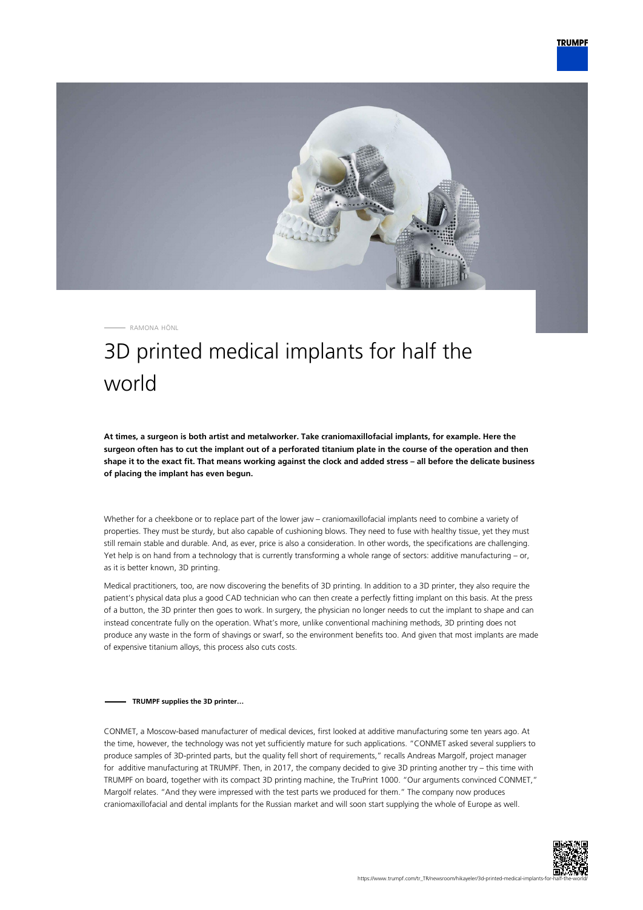RAMONA HÖNL

# 3D printed medical implants for half the world

**At times, a surgeon is both artist and metalworker. Take craniomaxillofacial implants, for example. Here the surgeon often has to cut the implant out of a perforated titanium plate in the course of the operation and then shape it to the exact fit. That means working against the clock and added stress – all before the delicate business of placing the implant has even begun.**

Whether for a cheekbone or to replace part of the lower jaw – craniomaxillofacial implants need to combine a variety of properties. They must be sturdy, but also capable of cushioning blows. They need to fuse with healthy tissue, yet they must still remain stable and durable. And, as ever, price is also a consideration. In other words, the specifications are challenging. Yet help is on hand from a technology that is currently transforming a whole range of sectors: additive manufacturing – or, as it is better known, 3D printing.

Medical practitioners, too, are now discovering the benefits of 3D printing. In addition to a 3D printer, they also require the patient's physical data plus a good CAD technician who can then create a perfectly fitting implant on this basis. At the press of a button, the 3D printer then goes to work. In surgery, the physician no longer needs to cut the implant to shape and can instead concentrate fully on the operation. What's more, unlike conventional machining methods, 3D printing does not produce any waste in the form of shavings or swarf, so the environment benefits too. And given that most implants are made of expensive titanium alloys, this process also cuts costs.

**TRUMPF supplies the 3D printer...**

CONMET, a Moscow-based manufacturer of medical devices, first looked at additive manufacturing some ten years ago. At the time, however, the technology was not yet sufficiently mature for such applications. "CONMET asked several suppliers to produce samples of 3D-printed parts, but the quality fell short of requirements," recalls Andreas Margolf, project manager for additive manufacturing at TRUMPF. Then, in 2017, the company decided to give 3D printing another try – this time with TRUMPF on board, together with its compact 3D printing machine, the TruPrint 1000. "Our arguments convinced CONMET," Margolf relates. "And they were impressed with the test parts we produced for them." The company now produces craniomaxillofacial and dental implants for the Russian market and will soon start supplying the whole of Europe as well.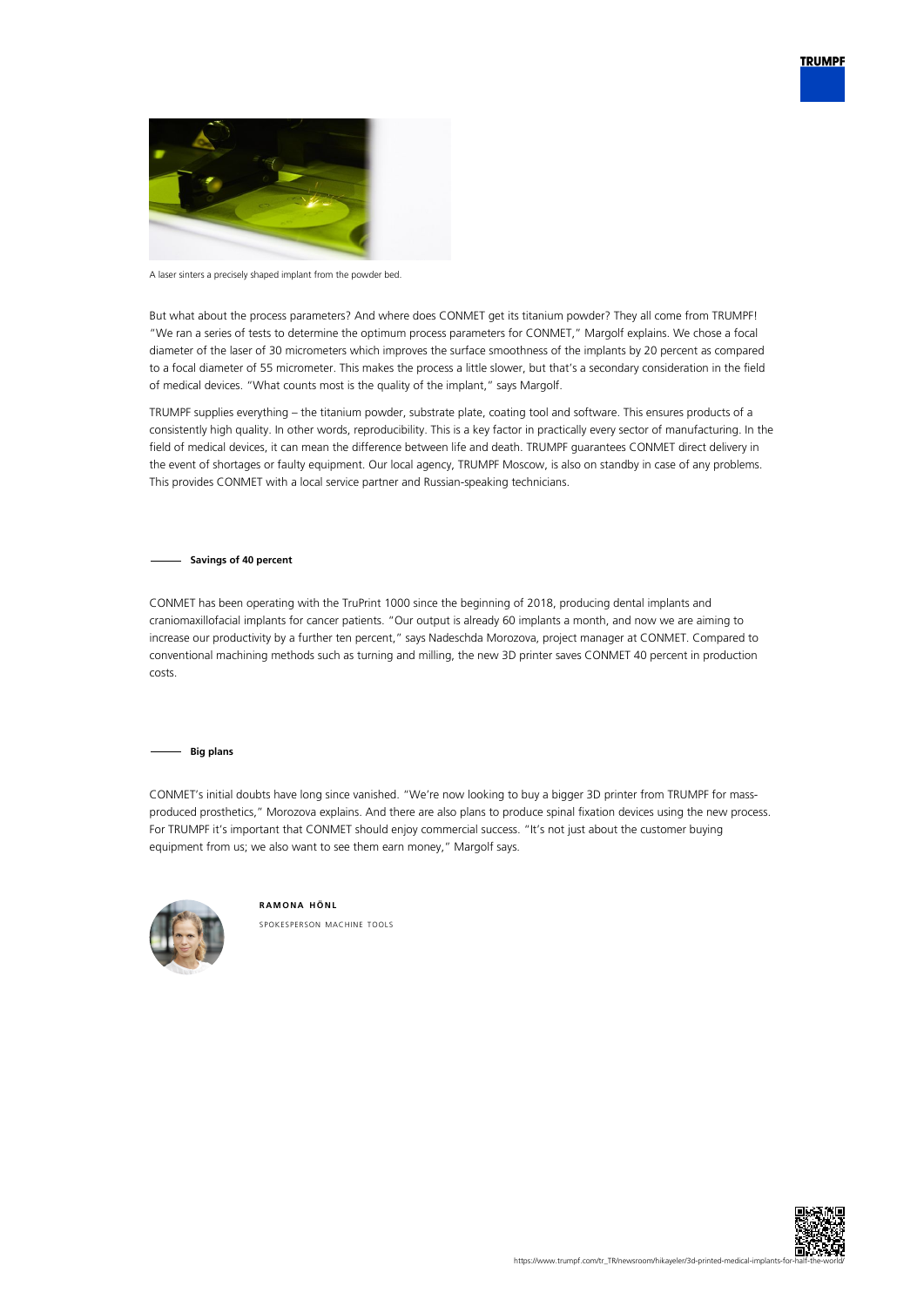A laser sinters a precisely shaped implant from the powder bed.

But what about the process parameters? And where does CONMET get its titanium powder? They all come from TRUMPF! "We ran a series of tests to determine the optimum process parameters for CONMET," Margolf explains. We chose a focal diameter of the laser of 30 micrometers which improves the surface smoothness of the implants by 20 percent as compared to a focal diameter of 55 micrometer. This makes the process a little slower, but that's a secondary consideration in the field of medical devices. "What counts most is the quality of the implant," says Margolf.

TRUMPF supplies everything – the titanium powder, substrate plate, coating tool and software. This ensures products of a consistently high quality. In other words, reproducibility. This is a key factor in practically every sector of manufacturing. In the field of medical devices, it can mean the difference between life and death. TRUMPF guarantees CONMET direct delivery in the event of shortages or faulty equipment. Our local agency, TRUMPF Moscow, is also on standby in case of any problems. This provides CONMET with a local service partner and Russian-speaking technicians.

## Savings of 40 percent

CONMET has been operating with the TruPrint 1000 since the beginning of 2018, producing dental implants and craniomaxillofacial implants for cancer patients. "Our output is already 60 implants a month, and now we are aiming to increase our productivity by a further ten percent," says Nadeschda Morozova, project manager at CONMET. Compared to conventional machining methods such as turning and milling, the new 3D printer saves CONMET 40 percent in production costs.

## Big plans

CONMET's initial doubts have long since vanished. "We're now looking to buy a bigger 3D printer from TRUMPF for mass-produced prosthetics," Morozova explains. And there are also plans to produce spinal fixation devices using the new process. For TRUMPF it's important that CONMET should enjoy commercial success. "It's not just about the customer buying equipment from us; we also want to see them earn money," Margolf says.

**RAMONA HÖNL**

SPOKESPERSON MACHINE TOOLS

https://www.trumpf.com/tr_TR/newsroom/hikayeler/3d-printed-medical-implants-for-half-the-world/